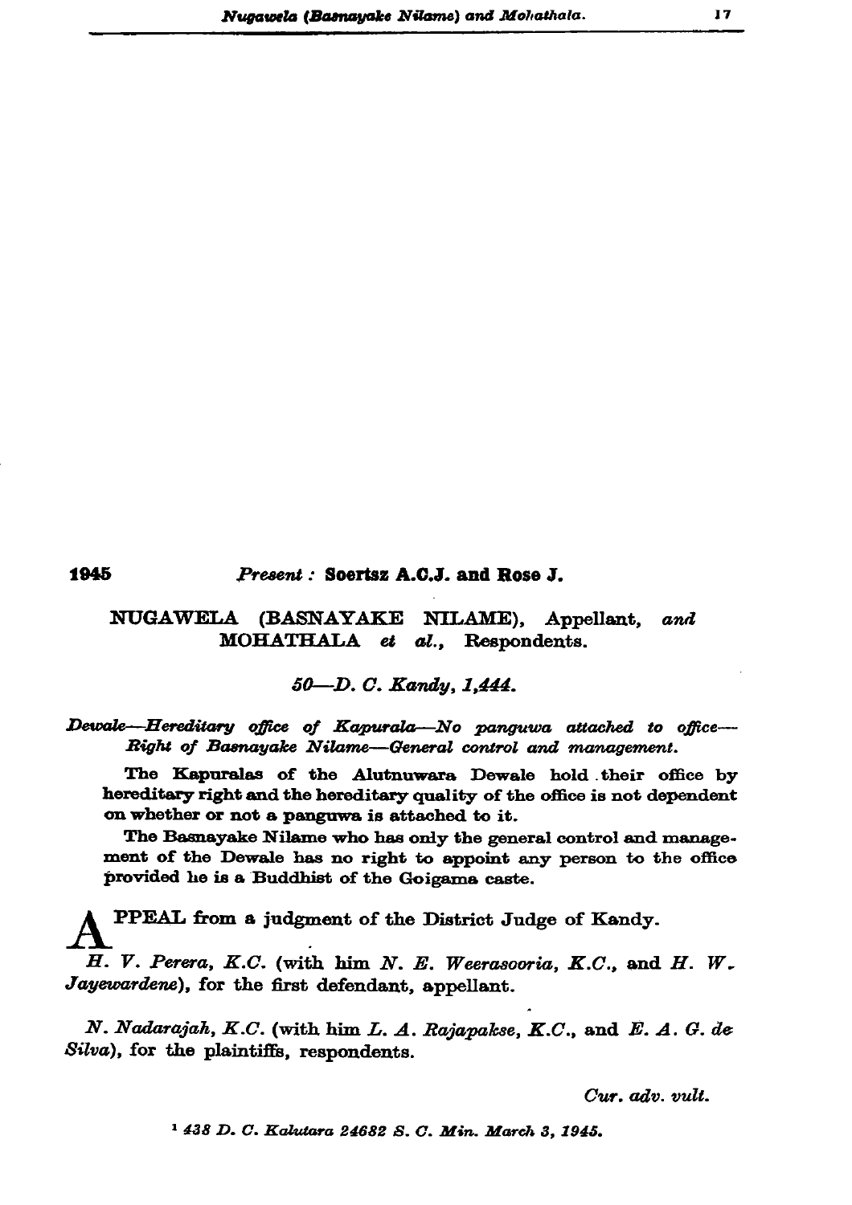**1945** *Present :* **Soertsz A.C.J. and Rose J.**

NUGAWELA (BASNAYAKE NILAME), Appellant, *and* MOHATHALA *et al.*, Respondents.

*50—D. C. Kandy, 1,444.*

*Dewale—Hereditary office of Kapurala—No panguwa attached to office—Right of Basnayake Nilame—General control and management.*

The Kapuralas of the Alutnuwara Dewale hold their office by hereditary right and the hereditary quality of the office is not dependent on whether or not a panguwa is attached to it.

The Basnayake Nilame who has only the general control and management of the Dewale has no right to appoint any person to the office provided he is a Buddhist of the Goigama caste.

APPEAL from a judgment of the District Judge of Kandy.

*H. V. Perera, K.C.* (with him *N. E. Weerasooria, K.C.*, and *H. W. Jayewardene*), for the first defendant, appellant.

*N. Nadarajah, K.C.* (with him *L. A. Rajapakse, K.C.*, and *E. A. G. de Silva*), for the plaintiffs, respondents.

*Cur. adv. vult.*

[1] *438 D. C. Kalutara 24682 S. C. Min. March 3, 1945.*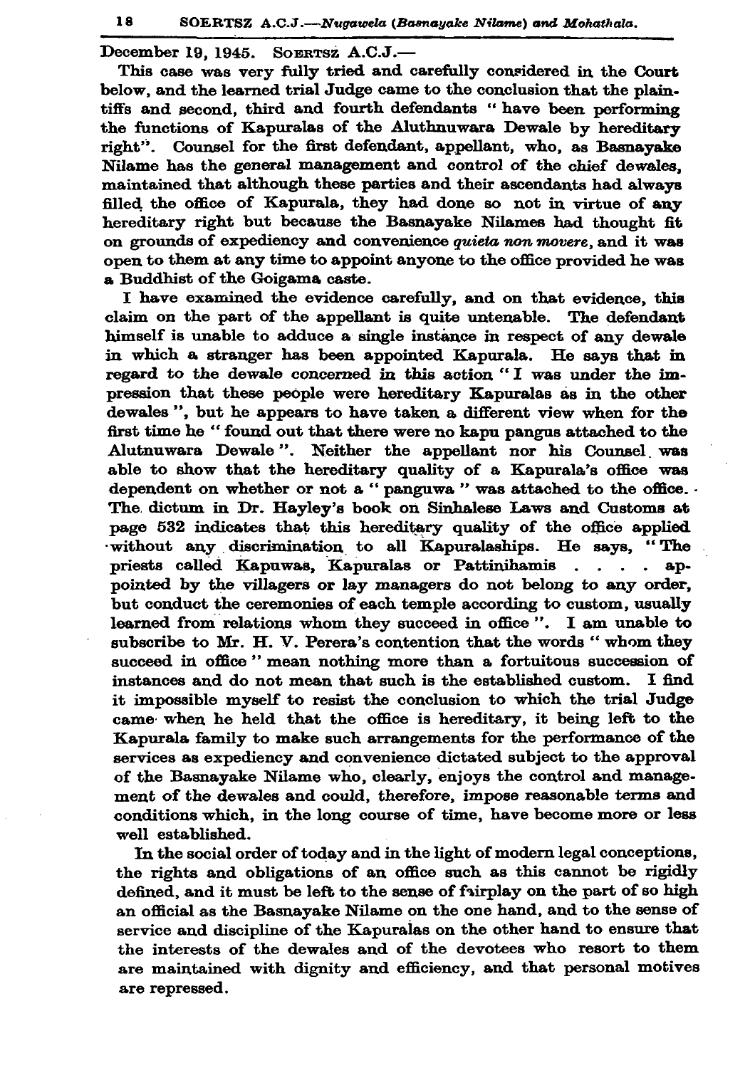December 19, 1945. SOERTSZ A.C.J.—

This case was very fully tried and carefully considered in the Court below, and the learned trial Judge came to the conclusion that the plaintiffs and second, third and fourth defendants " have been performing the functions of Kapuralas of the Aluthnuwara Dewale by hereditary right". Counsel for the first defendant, appellant, who, as Basnayake Nilame has the general management and control of the chief dewales, maintained that although these parties and their ascendants had always filled the office of Kapurala, they had done so not in virtue of any hereditary right but because the Basnayake Nilames had thought fit on grounds of expediency and convenience *quieta non movere*, and it was open to them at any time to appoint anyone to the office provided he was a Buddhist of the Goigama caste.

I have examined the evidence carefully, and on that evidence, this claim on the part of the appellant is quite untenable. The defendant himself is unable to adduce a single instance in respect of any dewale in which a stranger has been appointed Kapurala. He says that in regard to the dewale concerned in this action " I was under the impression that these people were hereditary Kapuralas as in the other dewales ", but he appears to have taken a different view when for the first time he " found out that there were no kapu pangus attached to the Alutnuwara Dewale ". Neither the appellant nor his Counsel was able to show that the hereditary quality of a Kapurala's office was dependent on whether or not a " panguwa " was attached to the office. The dictum in Dr. Hayley's book on Sinhalese Laws and Customs at page 532 indicates that this hereditary quality of the office applied without any discrimination to all Kapuralaships. He says, " The priests called Kapuwas, Kapuralas or Pattinihamis . . . . appointed by the villagers or lay managers do not belong to any order, but conduct the ceremonies of each temple according to custom, usually learned from relations whom they succeed in office ". I am unable to subscribe to Mr. H. V. Perera's contention that the words " whom they succeed in office " mean nothing more than a fortuitous succession of instances and do not mean that such is the established custom. I find it impossible myself to resist the conclusion to which the trial Judge came when he held that the office is hereditary, it being left to the Kapurala family to make such arrangements for the performance of the services as expediency and convenience dictated subject to the approval of the Basnayake Nilame who, clearly, enjoys the control and management of the dewales and could, therefore, impose reasonable terms and conditions which, in the long course of time, have become more or less well established.

In the social order of today and in the light of modern legal conceptions, the rights and obligations of an office such as this cannot be rigidly defined, and it must be left to the sense of fairplay on the part of so high an official as the Basnayake Nilame on the one hand, and to the sense of service and discipline of the Kapuralas on the other hand to ensure that the interests of the dewales and of the devotees who resort to them are maintained with dignity and efficiency, and that personal motives are repressed.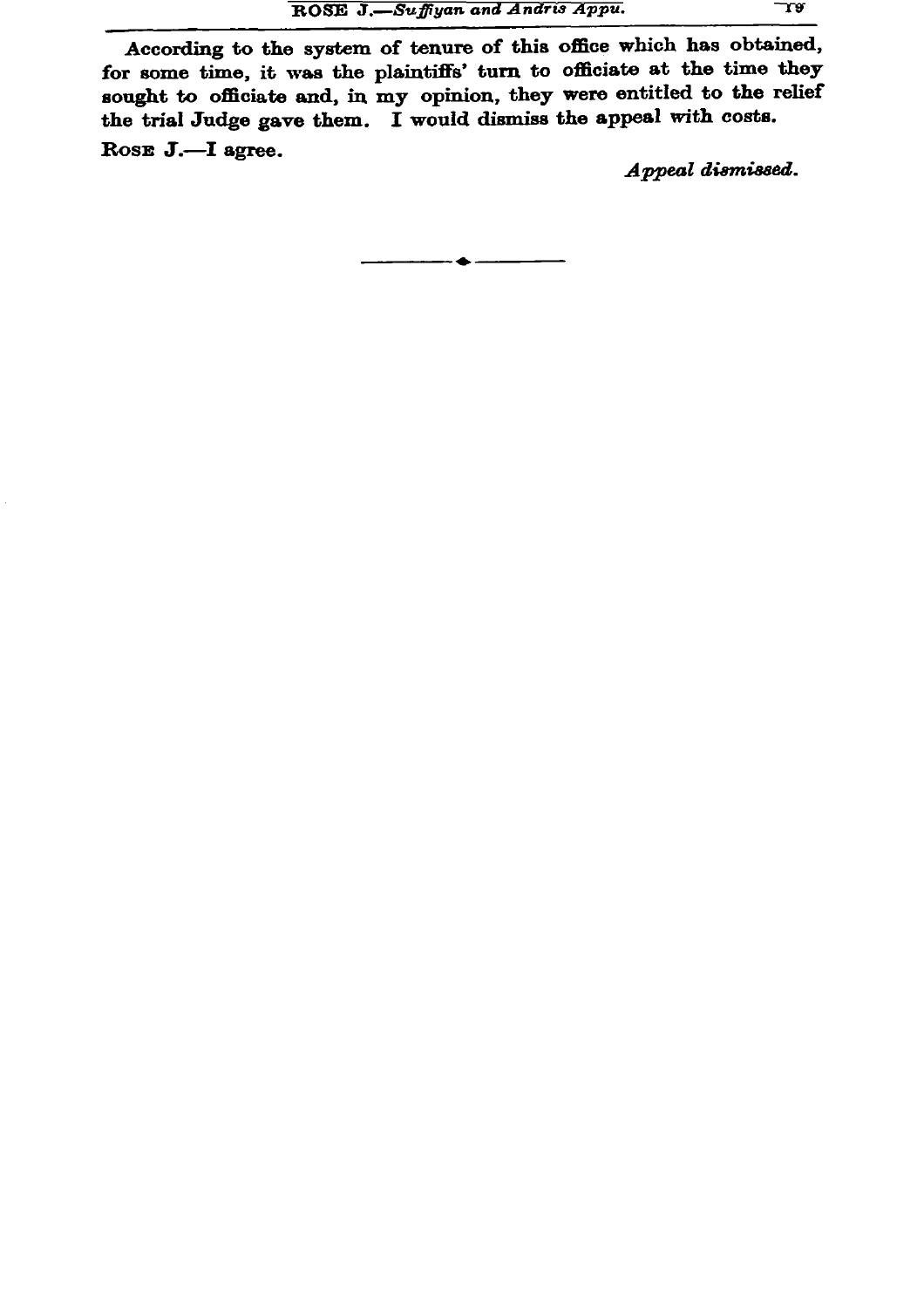According to the system of tenure of this office which has obtained, for some time, it was the plaintiffs' turn to officiate at the time they sought to officiate and, in my opinion, they were entitled to the relief the trial Judge gave them. I would dismiss the appeal with costs.

ROSE J.—I agree.

*Appeal dismissed.*